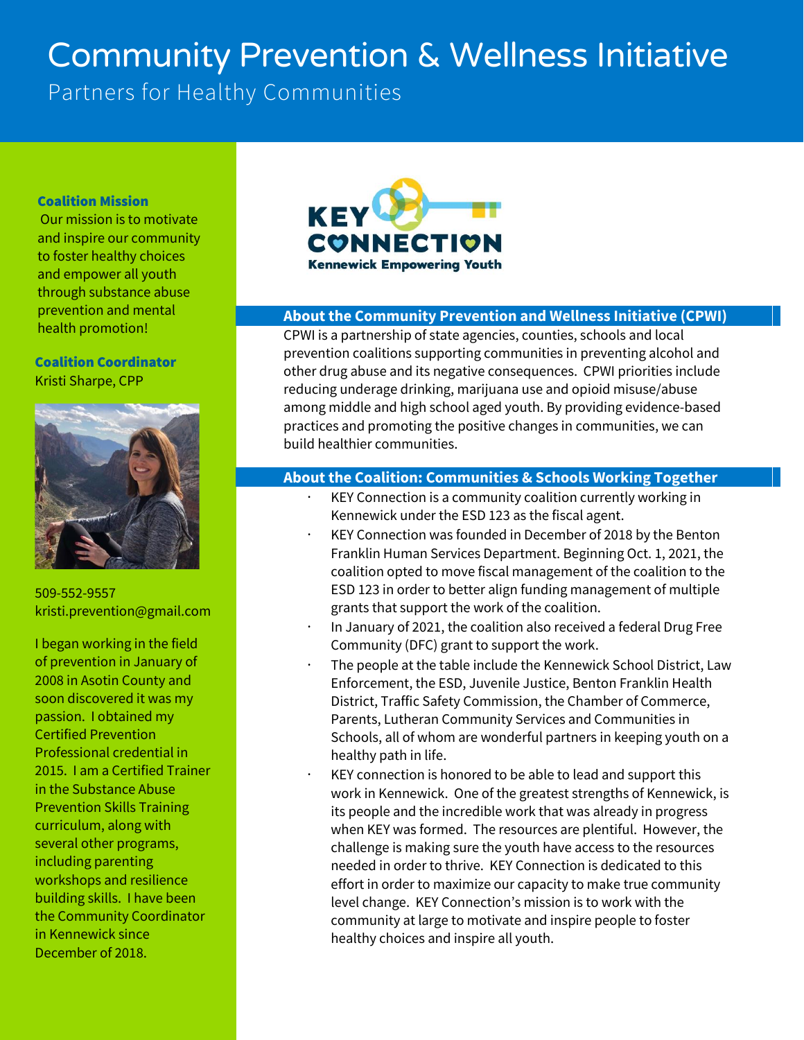# Community Prevention & Wellness Initiative

Partners for Healthy Communities

**Coalition Mission**

Our mission is to motivate and inspire our community to foster healthy choices and empower all youth through substance abuse prevention and mental health promotion!

**Coalition Coordinator**

Kristi Sharpe, CPP

509-552-9557
kristi.prevention@gmail.com

I began working in the field of prevention in January of 2008 in Asotin County and soon discovered it was my passion. I obtained my Certified Prevention Professional credential in 2015. I am a Certified Trainer in the Substance Abuse Prevention Skills Training curriculum, along with several other programs, including parenting workshops and resilience building skills. I have been the Community Coordinator in Kennewick since December of 2018.

KEY CONNECTION
Kennewick Empowering Youth

## About the Community Prevention and Wellness Initiative (CPWI)

CPWI is a partnership of state agencies, counties, schools and local prevention coalitions supporting communities in preventing alcohol and other drug abuse and its negative consequences. CPWI priorities include reducing underage drinking, marijuana use and opioid misuse/abuse among middle and high school aged youth. By providing evidence-based practices and promoting the positive changes in communities, we can build healthier communities.

## About the Coalition: Communities & Schools Working Together

- KEY Connection is a community coalition currently working in Kennewick under the ESD 123 as the fiscal agent.
- KEY Connection was founded in December of 2018 by the Benton Franklin Human Services Department. Beginning Oct. 1, 2021, the coalition opted to move fiscal management of the coalition to the ESD 123 in order to better align funding management of multiple grants that support the work of the coalition.
- In January of 2021, the coalition also received a federal Drug Free Community (DFC) grant to support the work.
- The people at the table include the Kennewick School District, Law Enforcement, the ESD, Juvenile Justice, Benton Franklin Health District, Traffic Safety Commission, the Chamber of Commerce, Parents, Lutheran Community Services and Communities in Schools, all of whom are wonderful partners in keeping youth on a healthy path in life.
- KEY connection is honored to be able to lead and support this work in Kennewick. One of the greatest strengths of Kennewick, is its people and the incredible work that was already in progress when KEY was formed. The resources are plentiful. However, the challenge is making sure the youth have access to the resources needed in order to thrive. KEY Connection is dedicated to this effort in order to maximize our capacity to make true community level change. KEY Connection's mission is to work with the community at large to motivate and inspire people to foster healthy choices and inspire all youth.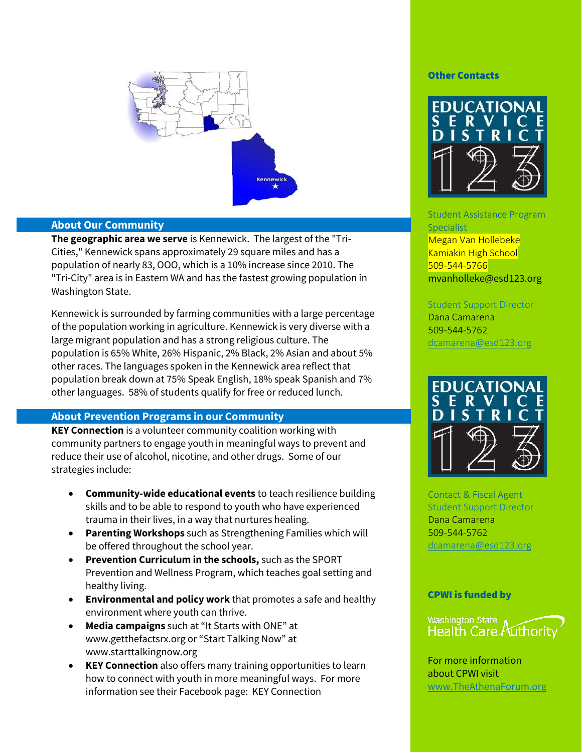## About Our Community

**The geographic area we serve** is Kennewick. The largest of the "Tri-Cities," Kennewick spans approximately 29 square miles and has a population of nearly 83, OOO, which is a 10% increase since 2010. The "Tri-City" area is in Eastern WA and has the fastest growing population in Washington State.

Kennewick is surrounded by farming communities with a large percentage of the population working in agriculture. Kennewick is very diverse with a large migrant population and has a strong religious culture. The population is 65% White, 26% Hispanic, 2% Black, 2% Asian and about 5% other races. The languages spoken in the Kennewick area reflect that population break down at 75% Speak English, 18% speak Spanish and 7% other languages. 58% of students qualify for free or reduced lunch.

## About Prevention Programs in our Community

**KEY Connection** is a volunteer community coalition working with community partners to engage youth in meaningful ways to prevent and reduce their use of alcohol, nicotine, and other drugs. Some of our strategies include:

- **Community-wide educational events** to teach resilience building skills and to be able to respond to youth who have experienced trauma in their lives, in a way that nurtures healing.
- **Parenting Workshops** such as Strengthening Families which will be offered throughout the school year.
- **Prevention Curriculum in the schools,** such as the SPORT Prevention and Wellness Program, which teaches goal setting and healthy living.
- **Environmental and policy work** that promotes a safe and healthy environment where youth can thrive.
- **Media campaigns** such at "It Starts with ONE" at www.getthefactsrx.org or "Start Talking Now" at www.starttalkingnow.org
- **KEY Connection** also offers many training opportunities to learn how to connect with youth in more meaningful ways. For more information see their Facebook page: KEY Connection

### Other Contacts

EDUCATIONAL SERVICE DISTRICT 123

Student Assistance Program Specialist
Megan Van Hollebeke
Kamiakin High School
509-544-5766
mvanholleke@esd123.org

Student Support Director
Dana Camarena
509-544-5762
dcamarena@esd123.org

EDUCATIONAL SERVICE DISTRICT 123

Contact & Fiscal Agent
Student Support Director
Dana Camarena
509-544-5762
dcamarena@esd123.org

### CPWI is funded by

Washington State Health Care Authority

For more information about CPWI visit www.TheAthenaForum.org